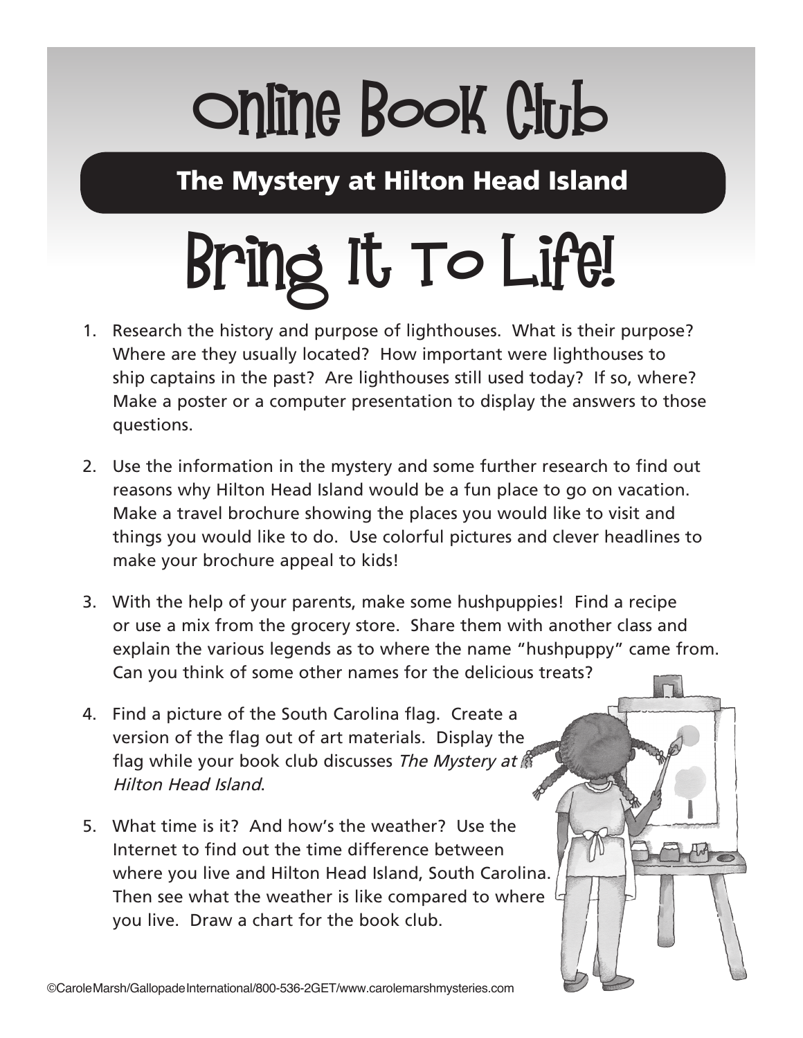# Online Book Club

## The Mystery at Hilton Head Island

# Bring It To Life!

1. Research the history and purpose of lighthouses. What is their purpose? Where are they usually located? How important were lighthouses to ship captains in the past? Are lighthouses still used today? If so, where? Make a poster or a computer presentation to display the answers to those questions.

2. Use the information in the mystery and some further research to find out reasons why Hilton Head Island would be a fun place to go on vacation. Make a travel brochure showing the places you would like to visit and things you would like to do. Use colorful pictures and clever headlines to make your brochure appeal to kids!

3. With the help of your parents, make some hushpuppies! Find a recipe or use a mix from the grocery store. Share them with another class and explain the various legends as to where the name "hushpuppy" came from. Can you think of some other names for the delicious treats?

4. Find a picture of the South Carolina flag. Create a version of the flag out of art materials. Display the flag while your book club discusses *The Mystery at Hilton Head Island*.

5. What time is it? And how's the weather? Use the Internet to find out the time difference between where you live and Hilton Head Island, South Carolina. Then see what the weather is like compared to where you live. Draw a chart for the book club.

©CaroleMarsh/GallopadeInternational/800-536-2GET/www.carolemarshmysteries.com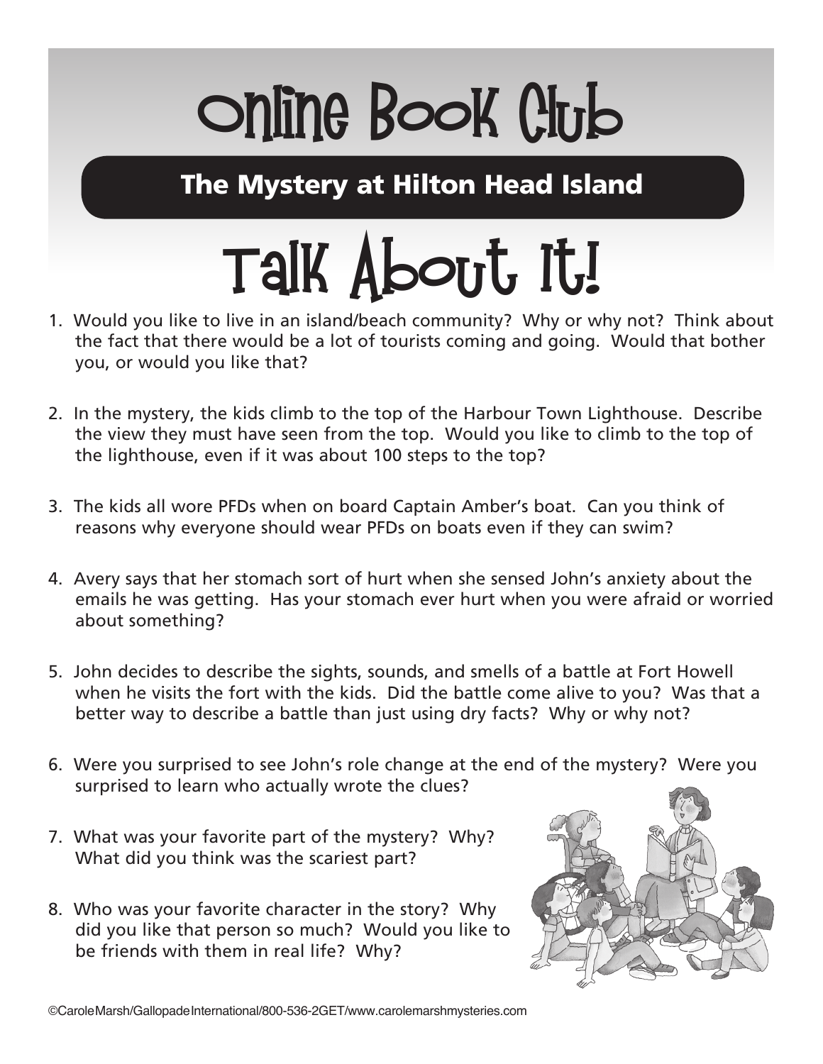# Online Book Club

## The Mystery at Hilton Head Island

# Talk About It!

1. Would you like to live in an island/beach community? Why or why not? Think about the fact that there would be a lot of tourists coming and going. Would that bother you, or would you like that?

2. In the mystery, the kids climb to the top of the Harbour Town Lighthouse. Describe the view they must have seen from the top. Would you like to climb to the top of the lighthouse, even if it was about 100 steps to the top?

3. The kids all wore PFDs when on board Captain Amber's boat. Can you think of reasons why everyone should wear PFDs on boats even if they can swim?

4. Avery says that her stomach sort of hurt when she sensed John's anxiety about the emails he was getting. Has your stomach ever hurt when you were afraid or worried about something?

5. John decides to describe the sights, sounds, and smells of a battle at Fort Howell when he visits the fort with the kids. Did the battle come alive to you? Was that a better way to describe a battle than just using dry facts? Why or why not?

6. Were you surprised to see John's role change at the end of the mystery? Were you surprised to learn who actually wrote the clues?

7. What was your favorite part of the mystery? Why? What did you think was the scariest part?

8. Who was your favorite character in the story? Why did you like that person so much? Would you like to be friends with them in real life? Why?

©CaroleMarsh/GallopadeInternational/800-536-2GET/www.carolemarshmysteries.com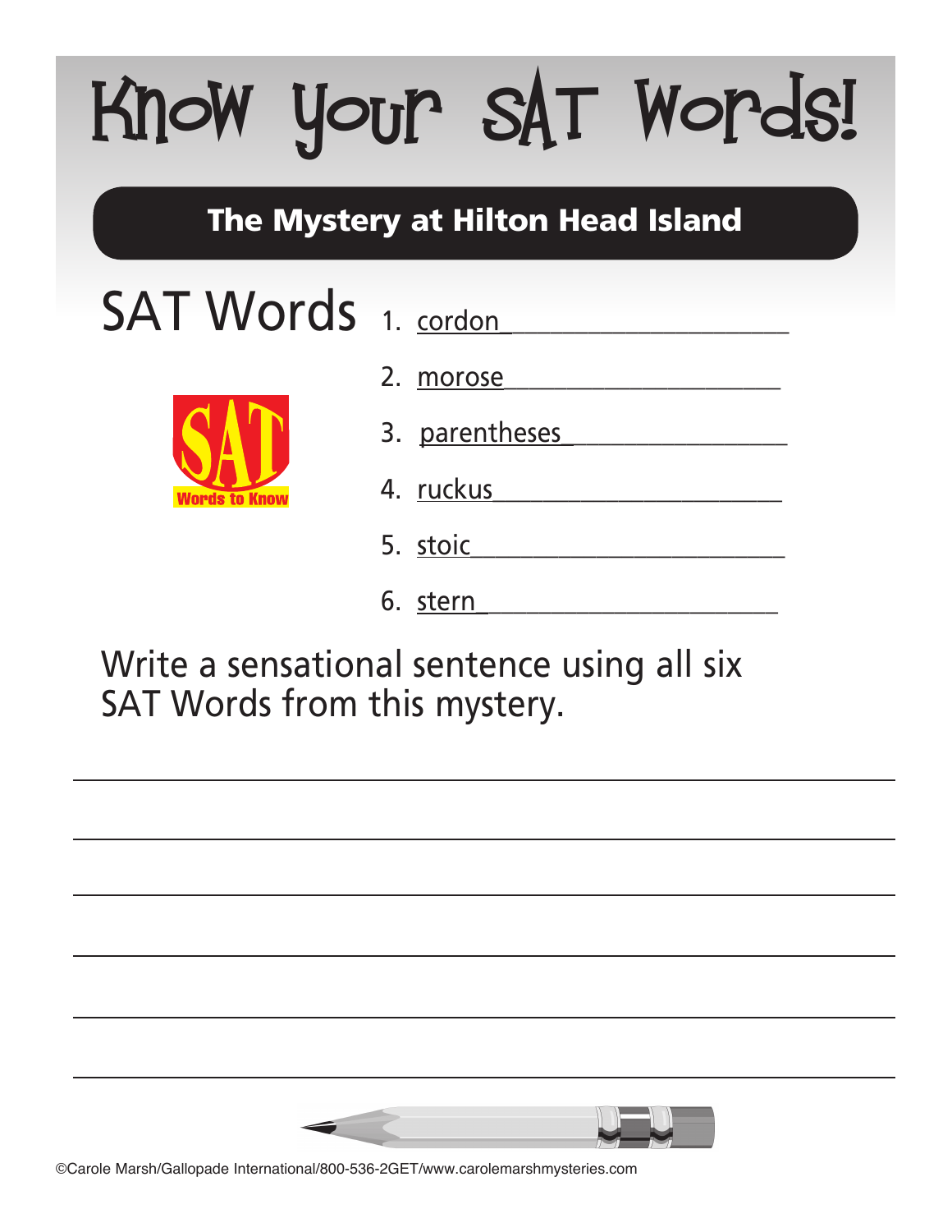# Know Your SAT Words!

## The Mystery at Hilton Head Island

## SAT Words

1. cordon
2. morose
3. parentheses
4. ruckus
5. stoic
6. stern

Write a sensational sentence using all six SAT Words from this mystery.

©Carole Marsh/Gallopade International/800-536-2GET/www.carolemarshmysteries.com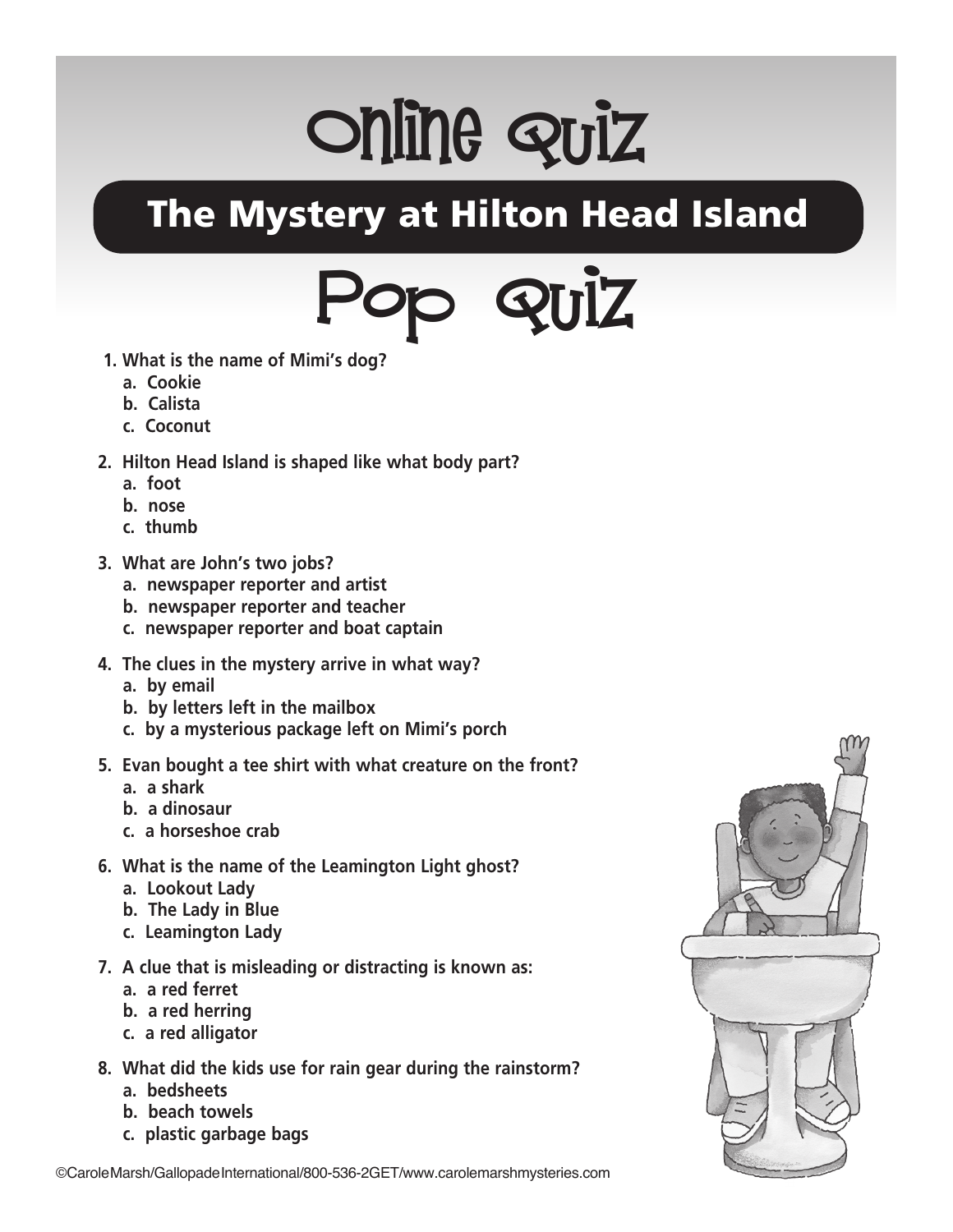# Online Quiz

## The Mystery at Hilton Head Island

# Pop Quiz

1. **What is the name of Mimi's dog?**
   - a. Cookie
   - b. Calista
   - c. Coconut

2. **Hilton Head Island is shaped like what body part?**
   - a. foot
   - b. nose
   - c. thumb

3. **What are John's two jobs?**
   - a. newspaper reporter and artist
   - b. newspaper reporter and teacher
   - c. newspaper reporter and boat captain

4. **The clues in the mystery arrive in what way?**
   - a. by email
   - b. by letters left in the mailbox
   - c. by a mysterious package left on Mimi's porch

5. **Evan bought a tee shirt with what creature on the front?**
   - a. a shark
   - b. a dinosaur
   - c. a horseshoe crab

6. **What is the name of the Leamington Light ghost?**
   - a. Lookout Lady
   - b. The Lady in Blue
   - c. Leamington Lady

7. **A clue that is misleading or distracting is known as:**
   - a. a red ferret
   - b. a red herring
   - c. a red alligator

8. **What did the kids use for rain gear during the rainstorm?**
   - a. bedsheets
   - b. beach towels
   - c. plastic garbage bags

©CaroleMarsh/GallopadeInternational/800-536-2GET/www.carolemarshmysteries.com